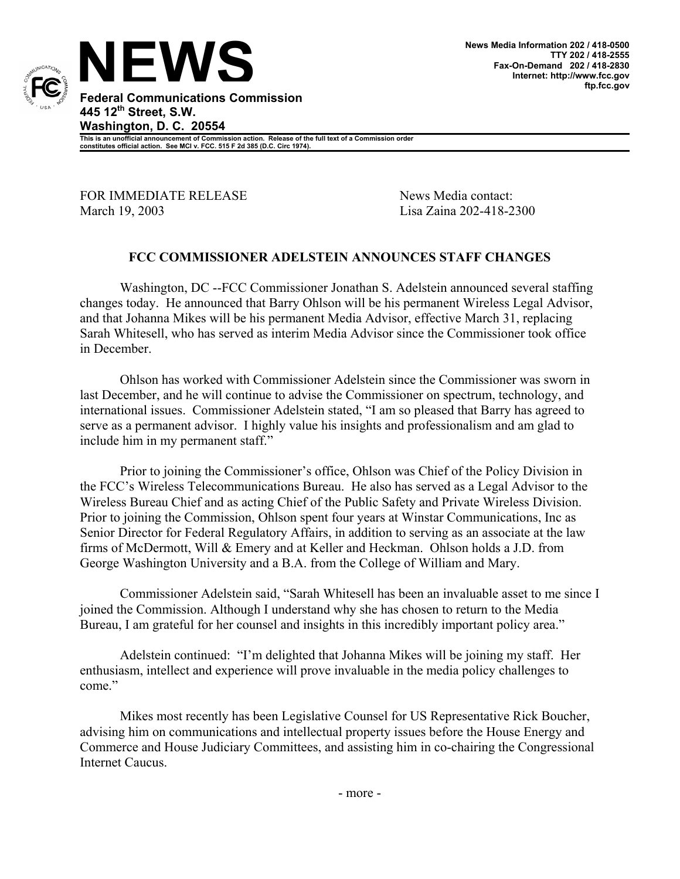# NEWS

**Federal Communications Commission**
**445 12th Street, S.W.**
**Washington, D. C. 20554**

**News Media Information 202 / 418-0500**
**TTY 202 / 418-2555**
**Fax-On-Demand 202 / 418-2830**
**Internet: http://www.fcc.gov**
**ftp.fcc.gov**

**This is an unofficial announcement of Commission action. Release of the full text of a Commission order constitutes official action. See MCI v. FCC. 515 F 2d 385 (D.C. Circ 1974).**

FOR IMMEDIATE RELEASE
March 19, 2003

News Media contact:
Lisa Zaina 202-418-2300

## FCC COMMISSIONER ADELSTEIN ANNOUNCES STAFF CHANGES

Washington, DC --FCC Commissioner Jonathan S. Adelstein announced several staffing changes today. He announced that Barry Ohlson will be his permanent Wireless Legal Advisor, and that Johanna Mikes will be his permanent Media Advisor, effective March 31, replacing Sarah Whitesell, who has served as interim Media Advisor since the Commissioner took office in December.

Ohlson has worked with Commissioner Adelstein since the Commissioner was sworn in last December, and he will continue to advise the Commissioner on spectrum, technology, and international issues. Commissioner Adelstein stated, "I am so pleased that Barry has agreed to serve as a permanent advisor. I highly value his insights and professionalism and am glad to include him in my permanent staff."

Prior to joining the Commissioner's office, Ohlson was Chief of the Policy Division in the FCC's Wireless Telecommunications Bureau. He also has served as a Legal Advisor to the Wireless Bureau Chief and as acting Chief of the Public Safety and Private Wireless Division. Prior to joining the Commission, Ohlson spent four years at Winstar Communications, Inc as Senior Director for Federal Regulatory Affairs, in addition to serving as an associate at the law firms of McDermott, Will & Emery and at Keller and Heckman. Ohlson holds a J.D. from George Washington University and a B.A. from the College of William and Mary.

Commissioner Adelstein said, "Sarah Whitesell has been an invaluable asset to me since I joined the Commission. Although I understand why she has chosen to return to the Media Bureau, I am grateful for her counsel and insights in this incredibly important policy area."

Adelstein continued: "I'm delighted that Johanna Mikes will be joining my staff. Her enthusiasm, intellect and experience will prove invaluable in the media policy challenges to come."

Mikes most recently has been Legislative Counsel for US Representative Rick Boucher, advising him on communications and intellectual property issues before the House Energy and Commerce and House Judiciary Committees, and assisting him in co-chairing the Congressional Internet Caucus.

- more -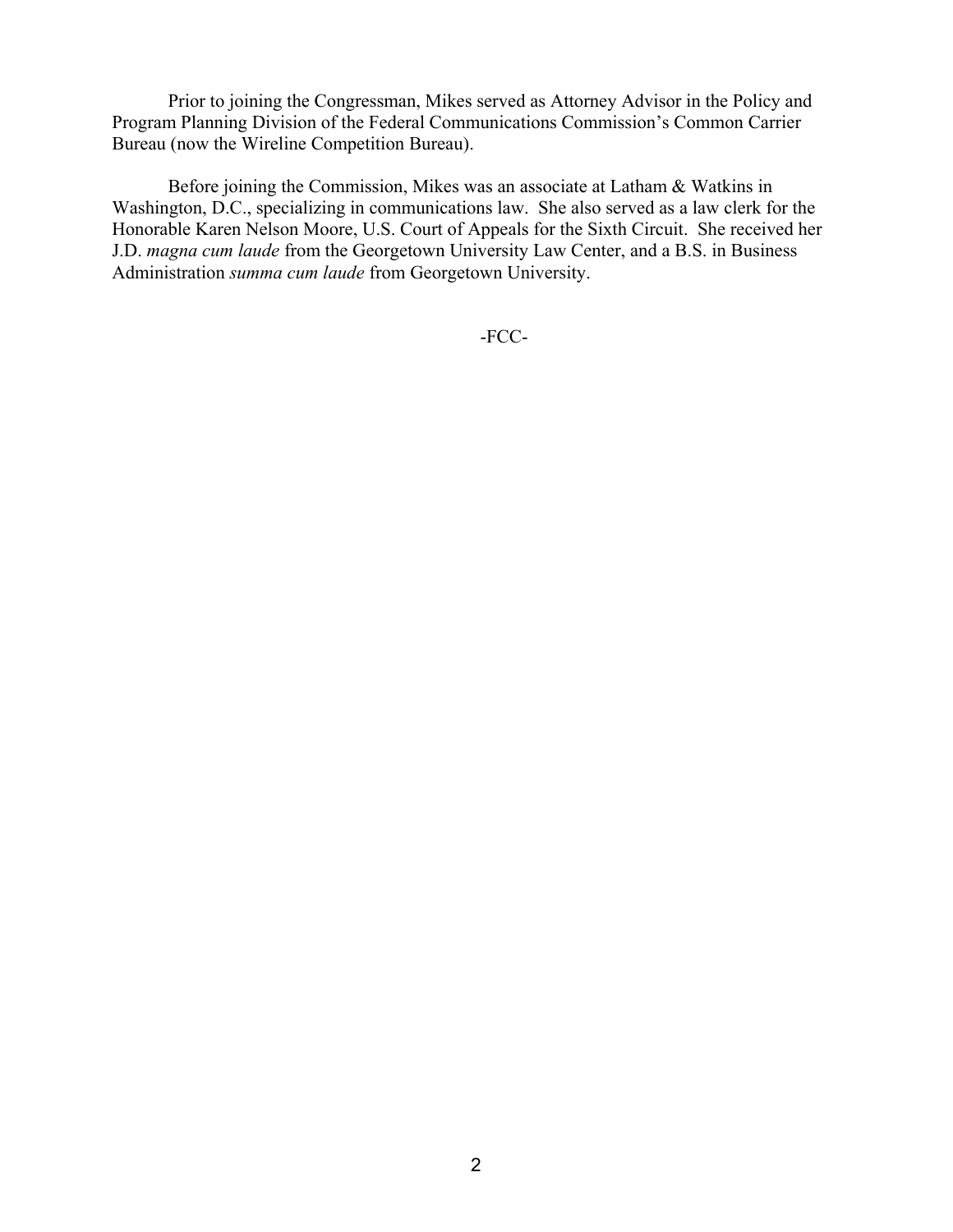Prior to joining the Congressman, Mikes served as Attorney Advisor in the Policy and Program Planning Division of the Federal Communications Commission's Common Carrier Bureau (now the Wireline Competition Bureau).

Before joining the Commission, Mikes was an associate at Latham & Watkins in Washington, D.C., specializing in communications law. She also served as a law clerk for the Honorable Karen Nelson Moore, U.S. Court of Appeals for the Sixth Circuit. She received her J.D. *magna cum laude* from the Georgetown University Law Center, and a B.S. in Business Administration *summa cum laude* from Georgetown University.

-FCC-